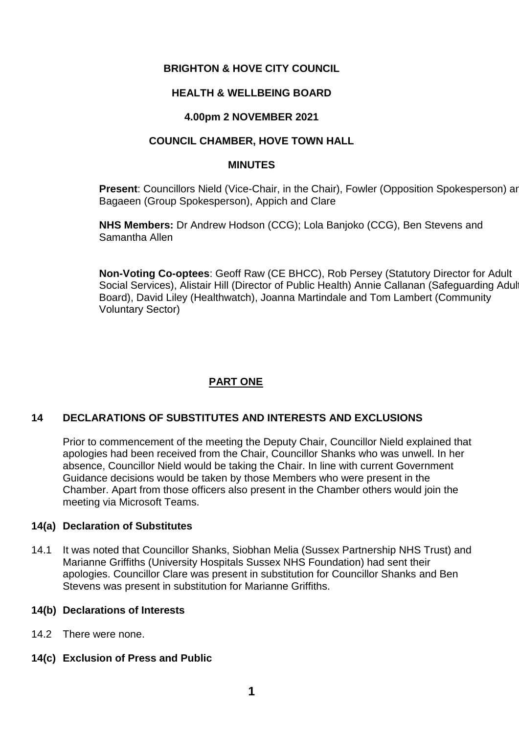**BRIGHTON & HOVE CITY COUNCIL**

**HEALTH & WELLBEING BOARD**

**4.00pm 2 NOVEMBER 2021**

**COUNCIL CHAMBER, HOVE TOWN HALL**

**MINUTES**

**Present**: Councillors Nield (Vice-Chair, in the Chair), Fowler (Opposition Spokesperson) and Bagaeen (Group Spokesperson), Appich and Clare

**NHS Members:** Dr Andrew Hodson (CCG); Lola Banjoko (CCG), Ben Stevens and Samantha Allen

**Non-Voting Co-optees**: Geoff Raw (CE BHCC), Rob Persey (Statutory Director for Adult Social Services), Alistair Hill (Director of Public Health) Annie Callanan (Safeguarding Adult Board), David Liley (Healthwatch), Joanna Martindale and Tom Lambert (Community Voluntary Sector)

## PART ONE

### 14 DECLARATIONS OF SUBSTITUTES AND INTERESTS AND EXCLUSIONS

Prior to commencement of the meeting the Deputy Chair, Councillor Nield explained that apologies had been received from the Chair, Councillor Shanks who was unwell. In her absence, Councillor Nield would be taking the Chair. In line with current Government Guidance decisions would be taken by those Members who were present in the Chamber. Apart from those officers also present in the Chamber others would join the meeting via Microsoft Teams.

#### 14(a) Declaration of Substitutes

14.1 It was noted that Councillor Shanks, Siobhan Melia (Sussex Partnership NHS Trust) and Marianne Griffiths (University Hospitals Sussex NHS Foundation) had sent their apologies. Councillor Clare was present in substitution for Councillor Shanks and Ben Stevens was present in substitution for Marianne Griffiths.

#### 14(b) Declarations of Interests

14.2 There were none.

#### 14(c) Exclusion of Press and Public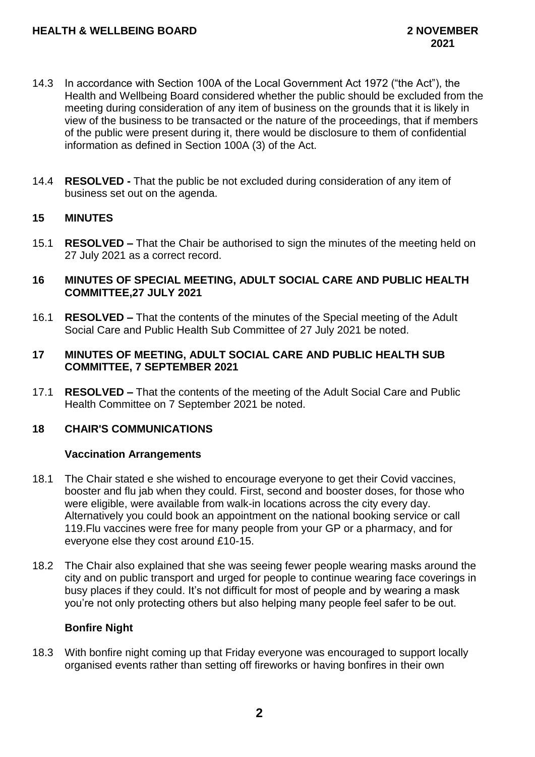14.3 In accordance with Section 100A of the Local Government Act 1972 ("the Act"), the Health and Wellbeing Board considered whether the public should be excluded from the meeting during consideration of any item of business on the grounds that it is likely in view of the business to be transacted or the nature of the proceedings, that if members of the public were present during it, there would be disclosure to them of confidential information as defined in Section 100A (3) of the Act.

14.4 **RESOLVED -** That the public be not excluded during consideration of any item of business set out on the agenda.

## 15 MINUTES

15.1 **RESOLVED –** That the Chair be authorised to sign the minutes of the meeting held on 27 July 2021 as a correct record.

## 16 MINUTES OF SPECIAL MEETING, ADULT SOCIAL CARE AND PUBLIC HEALTH COMMITTEE,27 JULY 2021

16.1 **RESOLVED –** That the contents of the minutes of the Special meeting of the Adult Social Care and Public Health Sub Committee of 27 July 2021 be noted.

## 17 MINUTES OF MEETING, ADULT SOCIAL CARE AND PUBLIC HEALTH SUB COMMITTEE, 7 SEPTEMBER 2021

17.1 **RESOLVED –** That the contents of the meeting of the Adult Social Care and Public Health Committee on 7 September 2021 be noted.

## 18 CHAIR'S COMMUNICATIONS

### Vaccination Arrangements

18.1 The Chair stated e she wished to encourage everyone to get their Covid vaccines, booster and flu jab when they could. First, second and booster doses, for those who were eligible, were available from walk-in locations across the city every day. Alternatively you could book an appointment on the national booking service or call 119.Flu vaccines were free for many people from your GP or a pharmacy, and for everyone else they cost around £10-15.

18.2 The Chair also explained that she was seeing fewer people wearing masks around the city and on public transport and urged for people to continue wearing face coverings in busy places if they could. It's not difficult for most of people and by wearing a mask you're not only protecting others but also helping many people feel safer to be out.

### Bonfire Night

18.3 With bonfire night coming up that Friday everyone was encouraged to support locally organised events rather than setting off fireworks or having bonfires in their own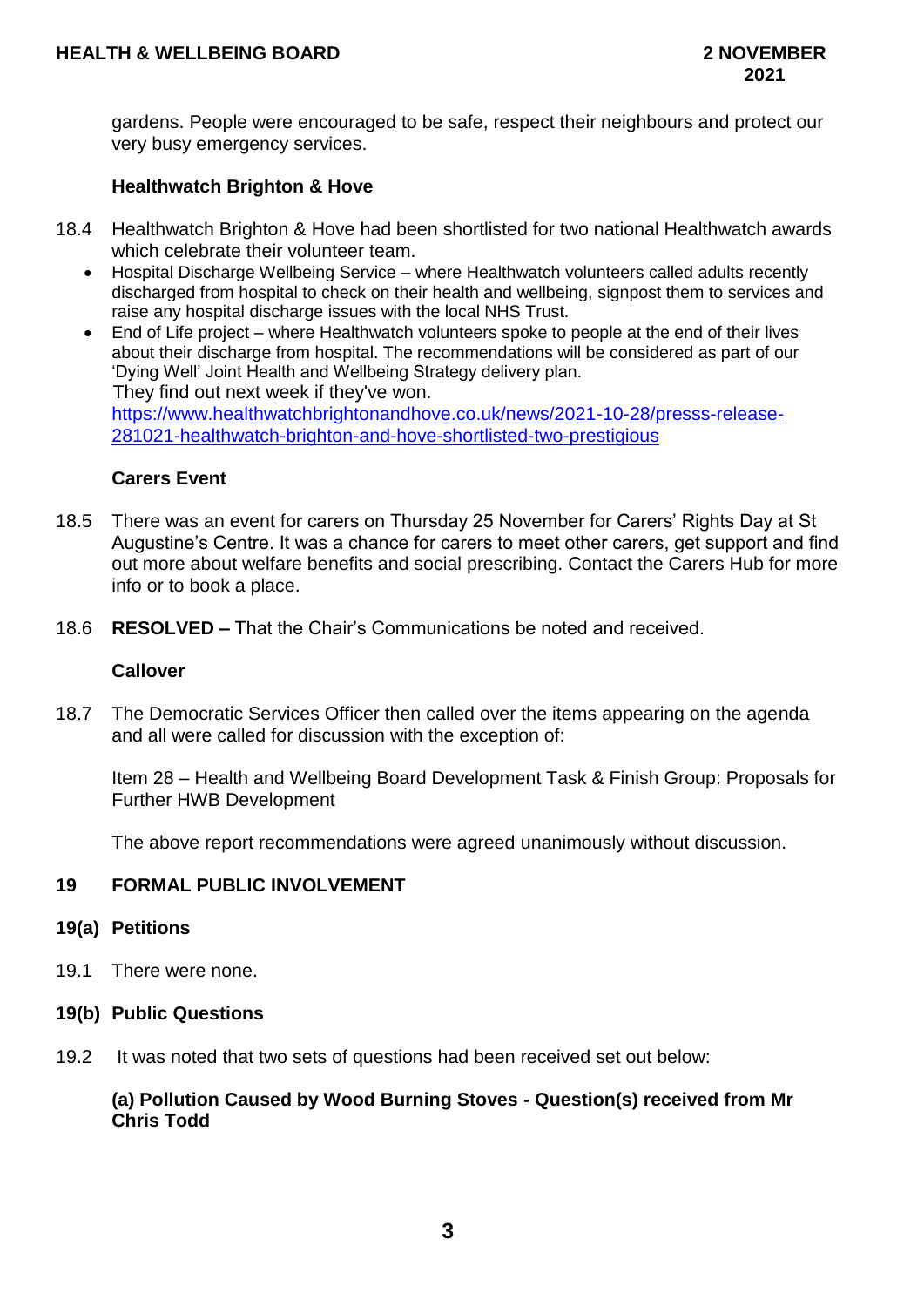gardens. People were encouraged to be safe, respect their neighbours and protect our very busy emergency services.

**Healthwatch Brighton & Hove**

18.4 Healthwatch Brighton & Hove had been shortlisted for two national Healthwatch awards which celebrate their volunteer team.

- Hospital Discharge Wellbeing Service – where Healthwatch volunteers called adults recently discharged from hospital to check on their health and wellbeing, signpost them to services and raise any hospital discharge issues with the local NHS Trust.
- End of Life project – where Healthwatch volunteers spoke to people at the end of their lives about their discharge from hospital. The recommendations will be considered as part of our 'Dying Well' Joint Health and Wellbeing Strategy delivery plan.

They find out next week if they've won.
https://www.healthwatchbrightonandhove.co.uk/news/2021-10-28/presss-release-281021-healthwatch-brighton-and-hove-shortlisted-two-prestigious

**Carers Event**

18.5 There was an event for carers on Thursday 25 November for Carers' Rights Day at St Augustine's Centre. It was a chance for carers to meet other carers, get support and find out more about welfare benefits and social prescribing. Contact the Carers Hub for more info or to book a place.

18.6 **RESOLVED –** That the Chair's Communications be noted and received.

**Callover**

18.7 The Democratic Services Officer then called over the items appearing on the agenda and all were called for discussion with the exception of:

Item 28 – Health and Wellbeing Board Development Task & Finish Group: Proposals for Further HWB Development

The above report recommendations were agreed unanimously without discussion.

## 19 FORMAL PUBLIC INVOLVEMENT

### 19(a) Petitions

19.1 There were none.

### 19(b) Public Questions

19.2 It was noted that two sets of questions had been received set out below:

**(a) Pollution Caused by Wood Burning Stoves - Question(s) received from Mr Chris Todd**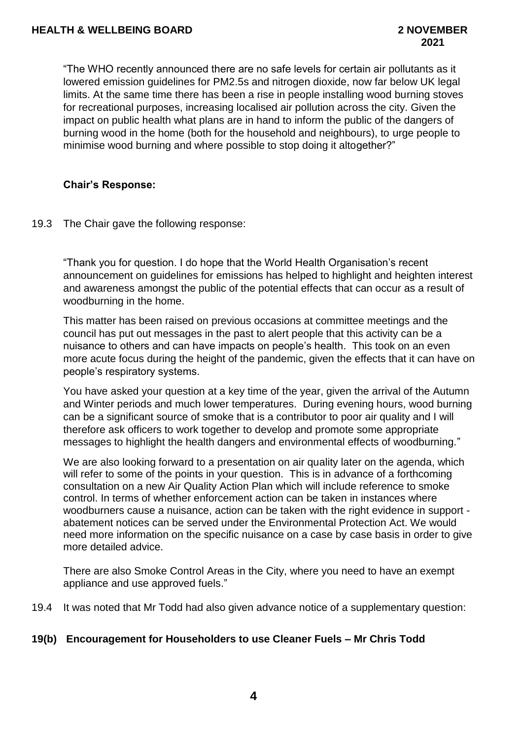"The WHO recently announced there are no safe levels for certain air pollutants as it lowered emission guidelines for PM2.5s and nitrogen dioxide, now far below UK legal limits. At the same time there has been a rise in people installing wood burning stoves for recreational purposes, increasing localised air pollution across the city. Given the impact on public health what plans are in hand to inform the public of the dangers of burning wood in the home (both for the household and neighbours), to urge people to minimise wood burning and where possible to stop doing it altogether?"

**Chair's Response:**

19.3 The Chair gave the following response:

"Thank you for question. I do hope that the World Health Organisation's recent announcement on guidelines for emissions has helped to highlight and heighten interest and awareness amongst the public of the potential effects that can occur as a result of woodburning in the home.

This matter has been raised on previous occasions at committee meetings and the council has put out messages in the past to alert people that this activity can be a nuisance to others and can have impacts on people's health. This took on an even more acute focus during the height of the pandemic, given the effects that it can have on people's respiratory systems.

You have asked your question at a key time of the year, given the arrival of the Autumn and Winter periods and much lower temperatures. During evening hours, wood burning can be a significant source of smoke that is a contributor to poor air quality and I will therefore ask officers to work together to develop and promote some appropriate messages to highlight the health dangers and environmental effects of woodburning."

We are also looking forward to a presentation on air quality later on the agenda, which will refer to some of the points in your question. This is in advance of a forthcoming consultation on a new Air Quality Action Plan which will include reference to smoke control. In terms of whether enforcement action can be taken in instances where woodburners cause a nuisance, action can be taken with the right evidence in support - abatement notices can be served under the Environmental Protection Act. We would need more information on the specific nuisance on a case by case basis in order to give more detailed advice.

There are also Smoke Control Areas in the City, where you need to have an exempt appliance and use approved fuels."

19.4 It was noted that Mr Todd had also given advance notice of a supplementary question:

**19(b) Encouragement for Householders to use Cleaner Fuels – Mr Chris Todd**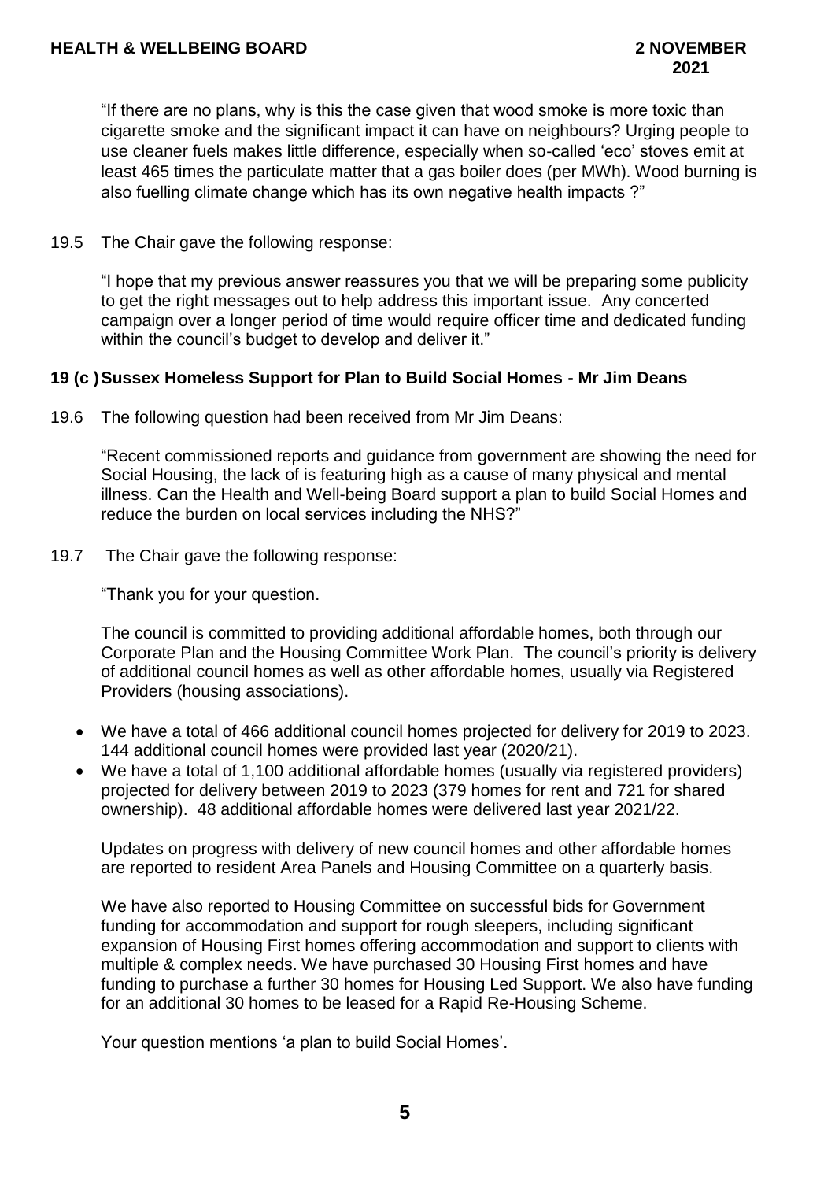"If there are no plans, why is this the case given that wood smoke is more toxic than cigarette smoke and the significant impact it can have on neighbours? Urging people to use cleaner fuels makes little difference, especially when so-called 'eco' stoves emit at least 465 times the particulate matter that a gas boiler does (per MWh). Wood burning is also fuelling climate change which has its own negative health impacts ?"

19.5 The Chair gave the following response:

"I hope that my previous answer reassures you that we will be preparing some publicity to get the right messages out to help address this important issue. Any concerted campaign over a longer period of time would require officer time and dedicated funding within the council's budget to develop and deliver it."

### 19 (c ) Sussex Homeless Support for Plan to Build Social Homes - Mr Jim Deans

19.6 The following question had been received from Mr Jim Deans:

"Recent commissioned reports and guidance from government are showing the need for Social Housing, the lack of is featuring high as a cause of many physical and mental illness. Can the Health and Well-being Board support a plan to build Social Homes and reduce the burden on local services including the NHS?"

19.7 The Chair gave the following response:

"Thank you for your question.

The council is committed to providing additional affordable homes, both through our Corporate Plan and the Housing Committee Work Plan. The council's priority is delivery of additional council homes as well as other affordable homes, usually via Registered Providers (housing associations).

- We have a total of 466 additional council homes projected for delivery for 2019 to 2023. 144 additional council homes were provided last year (2020/21).
- We have a total of 1,100 additional affordable homes (usually via registered providers) projected for delivery between 2019 to 2023 (379 homes for rent and 721 for shared ownership). 48 additional affordable homes were delivered last year 2021/22.

Updates on progress with delivery of new council homes and other affordable homes are reported to resident Area Panels and Housing Committee on a quarterly basis.

We have also reported to Housing Committee on successful bids for Government funding for accommodation and support for rough sleepers, including significant expansion of Housing First homes offering accommodation and support to clients with multiple & complex needs. We have purchased 30 Housing First homes and have funding to purchase a further 30 homes for Housing Led Support. We also have funding for an additional 30 homes to be leased for a Rapid Re-Housing Scheme.

Your question mentions 'a plan to build Social Homes'.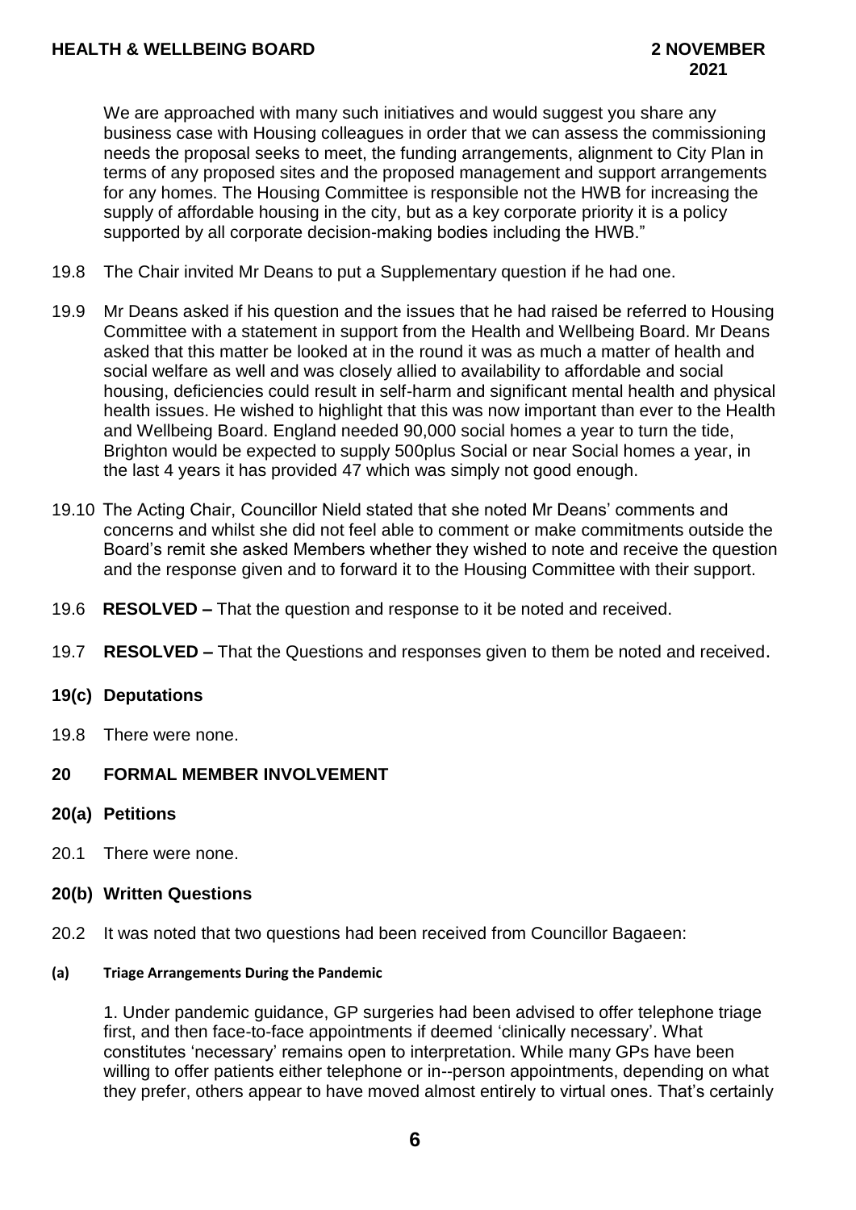We are approached with many such initiatives and would suggest you share any business case with Housing colleagues in order that we can assess the commissioning needs the proposal seeks to meet, the funding arrangements, alignment to City Plan in terms of any proposed sites and the proposed management and support arrangements for any homes. The Housing Committee is responsible not the HWB for increasing the supply of affordable housing in the city, but as a key corporate priority it is a policy supported by all corporate decision-making bodies including the HWB."

19.8 The Chair invited Mr Deans to put a Supplementary question if he had one.

19.9 Mr Deans asked if his question and the issues that he had raised be referred to Housing Committee with a statement in support from the Health and Wellbeing Board. Mr Deans asked that this matter be looked at in the round it was as much a matter of health and social welfare as well and was closely allied to availability to affordable and social housing, deficiencies could result in self-harm and significant mental health and physical health issues. He wished to highlight that this was now important than ever to the Health and Wellbeing Board. England needed 90,000 social homes a year to turn the tide, Brighton would be expected to supply 500plus Social or near Social homes a year, in the last 4 years it has provided 47 which was simply not good enough.

19.10 The Acting Chair, Councillor Nield stated that she noted Mr Deans' comments and concerns and whilst she did not feel able to comment or make commitments outside the Board's remit she asked Members whether they wished to note and receive the question and the response given and to forward it to the Housing Committee with their support.

19.6 **RESOLVED –** That the question and response to it be noted and received.

19.7 **RESOLVED –** That the Questions and responses given to them be noted and received.

## 19(c) Deputations

19.8 There were none.

## 20 FORMAL MEMBER INVOLVEMENT

## 20(a) Petitions

20.1 There were none.

## 20(b) Written Questions

20.2 It was noted that two questions had been received from Councillor Bagaeen:

### (a) Triage Arrangements During the Pandemic

1. Under pandemic guidance, GP surgeries had been advised to offer telephone triage first, and then face-to-face appointments if deemed 'clinically necessary'. What constitutes 'necessary' remains open to interpretation. While many GPs have been willing to offer patients either telephone or in--person appointments, depending on what they prefer, others appear to have moved almost entirely to virtual ones. That's certainly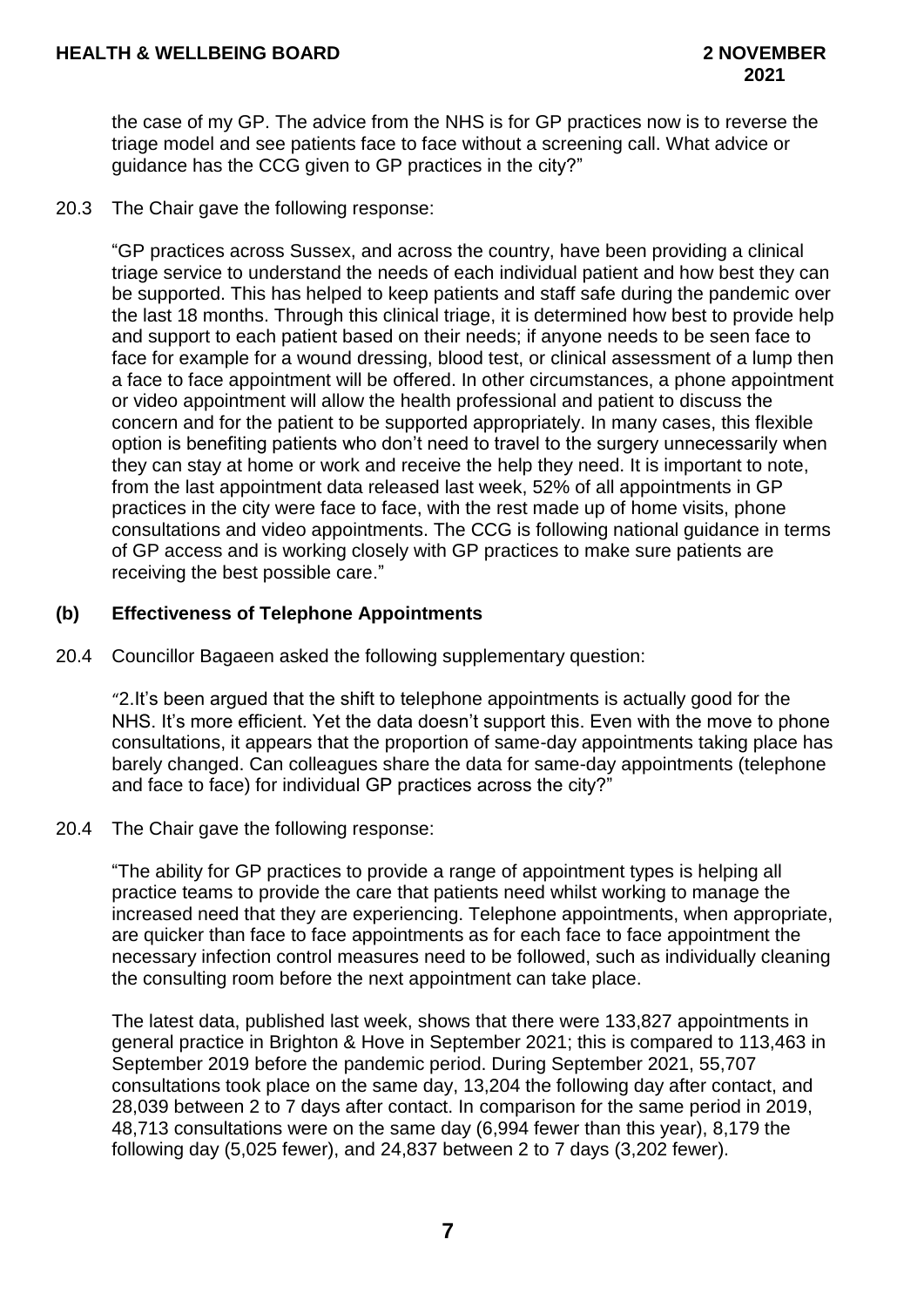the case of my GP. The advice from the NHS is for GP practices now is to reverse the triage model and see patients face to face without a screening call. What advice or guidance has the CCG given to GP practices in the city?"

20.3 The Chair gave the following response:

"GP practices across Sussex, and across the country, have been providing a clinical triage service to understand the needs of each individual patient and how best they can be supported. This has helped to keep patients and staff safe during the pandemic over the last 18 months. Through this clinical triage, it is determined how best to provide help and support to each patient based on their needs; if anyone needs to be seen face to face for example for a wound dressing, blood test, or clinical assessment of a lump then a face to face appointment will be offered. In other circumstances, a phone appointment or video appointment will allow the health professional and patient to discuss the concern and for the patient to be supported appropriately. In many cases, this flexible option is benefiting patients who don't need to travel to the surgery unnecessarily when they can stay at home or work and receive the help they need. It is important to note, from the last appointment data released last week, 52% of all appointments in GP practices in the city were face to face, with the rest made up of home visits, phone consultations and video appointments. The CCG is following national guidance in terms of GP access and is working closely with GP practices to make sure patients are receiving the best possible care."

### (b) Effectiveness of Telephone Appointments

20.4 Councillor Bagaeen asked the following supplementary question:

"2.It's been argued that the shift to telephone appointments is actually good for the NHS. It's more efficient. Yet the data doesn't support this. Even with the move to phone consultations, it appears that the proportion of same-day appointments taking place has barely changed. Can colleagues share the data for same-day appointments (telephone and face to face) for individual GP practices across the city?"

20.4 The Chair gave the following response:

"The ability for GP practices to provide a range of appointment types is helping all practice teams to provide the care that patients need whilst working to manage the increased need that they are experiencing. Telephone appointments, when appropriate, are quicker than face to face appointments as for each face to face appointment the necessary infection control measures need to be followed, such as individually cleaning the consulting room before the next appointment can take place.

The latest data, published last week, shows that there were 133,827 appointments in general practice in Brighton & Hove in September 2021; this is compared to 113,463 in September 2019 before the pandemic period. During September 2021, 55,707 consultations took place on the same day, 13,204 the following day after contact, and 28,039 between 2 to 7 days after contact. In comparison for the same period in 2019, 48,713 consultations were on the same day (6,994 fewer than this year), 8,179 the following day (5,025 fewer), and 24,837 between 2 to 7 days (3,202 fewer).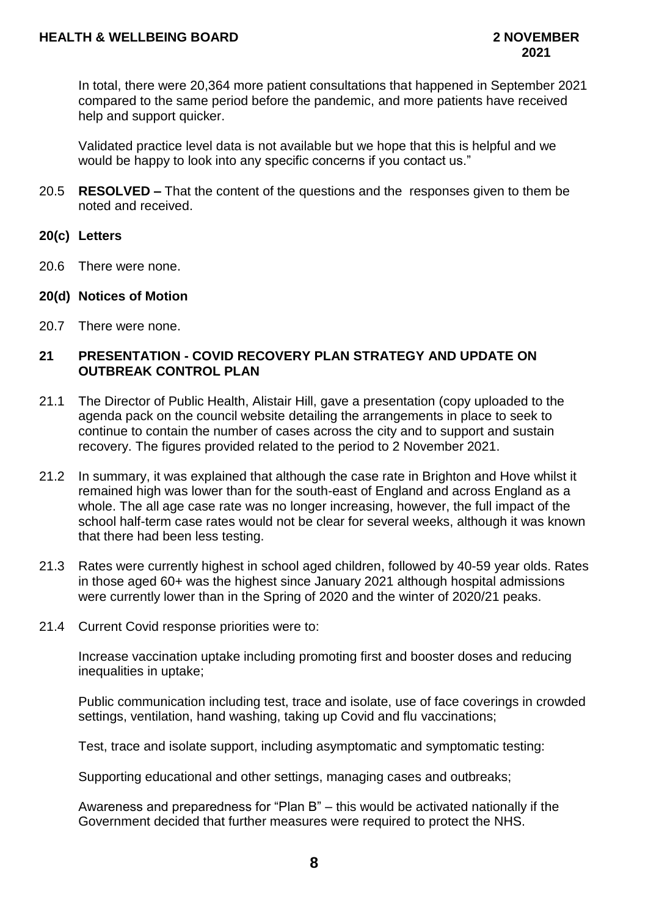In total, there were 20,364 more patient consultations that happened in September 2021 compared to the same period before the pandemic, and more patients have received help and support quicker.

Validated practice level data is not available but we hope that this is helpful and we would be happy to look into any specific concerns if you contact us."

20.5 **RESOLVED –** That the content of the questions and the responses given to them be noted and received.

**20(c) Letters**

20.6 There were none.

**20(d) Notices of Motion**

20.7 There were none.

**21 PRESENTATION - COVID RECOVERY PLAN STRATEGY AND UPDATE ON OUTBREAK CONTROL PLAN**

21.1 The Director of Public Health, Alistair Hill, gave a presentation (copy uploaded to the agenda pack on the council website detailing the arrangements in place to seek to continue to contain the number of cases across the city and to support and sustain recovery. The figures provided related to the period to 2 November 2021.

21.2 In summary, it was explained that although the case rate in Brighton and Hove whilst it remained high was lower than for the south-east of England and across England as a whole. The all age case rate was no longer increasing, however, the full impact of the school half-term case rates would not be clear for several weeks, although it was known that there had been less testing.

21.3 Rates were currently highest in school aged children, followed by 40-59 year olds. Rates in those aged 60+ was the highest since January 2021 although hospital admissions were currently lower than in the Spring of 2020 and the winter of 2020/21 peaks.

21.4 Current Covid response priorities were to:

Increase vaccination uptake including promoting first and booster doses and reducing inequalities in uptake;

Public communication including test, trace and isolate, use of face coverings in crowded settings, ventilation, hand washing, taking up Covid and flu vaccinations;

Test, trace and isolate support, including asymptomatic and symptomatic testing:

Supporting educational and other settings, managing cases and outbreaks;

Awareness and preparedness for "Plan B" – this would be activated nationally if the Government decided that further measures were required to protect the NHS.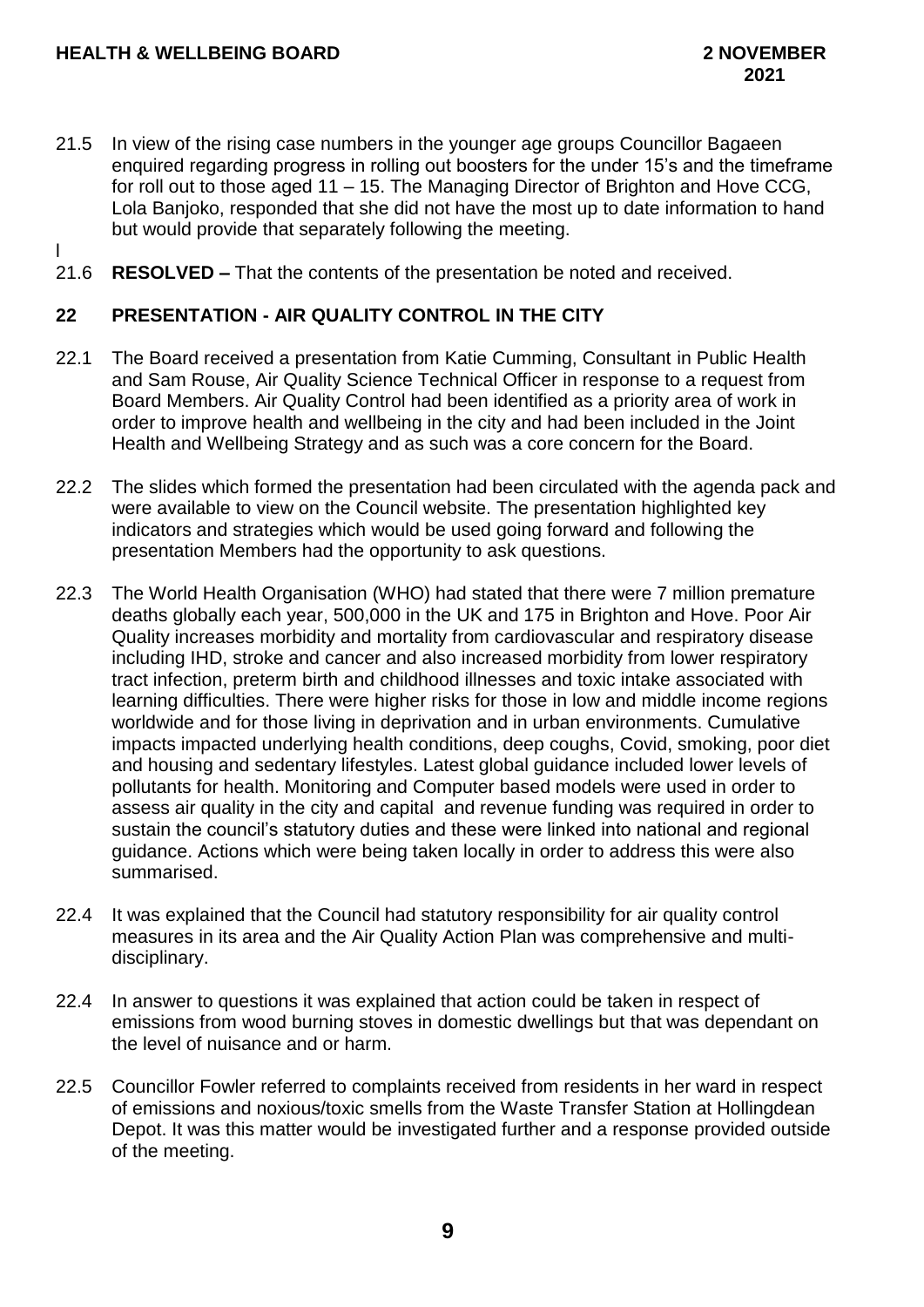21.5 In view of the rising case numbers in the younger age groups Councillor Bagaeen enquired regarding progress in rolling out boosters for the under 15's and the timeframe for roll out to those aged 11 – 15. The Managing Director of Brighton and Hove CCG, Lola Banjoko, responded that she did not have the most up to date information to hand but would provide that separately following the meeting.

l

21.6 **RESOLVED –** That the contents of the presentation be noted and received.

## 22 PRESENTATION - AIR QUALITY CONTROL IN THE CITY

22.1 The Board received a presentation from Katie Cumming, Consultant in Public Health and Sam Rouse, Air Quality Science Technical Officer in response to a request from Board Members. Air Quality Control had been identified as a priority area of work in order to improve health and wellbeing in the city and had been included in the Joint Health and Wellbeing Strategy and as such was a core concern for the Board.

22.2 The slides which formed the presentation had been circulated with the agenda pack and were available to view on the Council website. The presentation highlighted key indicators and strategies which would be used going forward and following the presentation Members had the opportunity to ask questions.

22.3 The World Health Organisation (WHO) had stated that there were 7 million premature deaths globally each year, 500,000 in the UK and 175 in Brighton and Hove. Poor Air Quality increases morbidity and mortality from cardiovascular and respiratory disease including IHD, stroke and cancer and also increased morbidity from lower respiratory tract infection, preterm birth and childhood illnesses and toxic intake associated with learning difficulties. There were higher risks for those in low and middle income regions worldwide and for those living in deprivation and in urban environments. Cumulative impacts impacted underlying health conditions, deep coughs, Covid, smoking, poor diet and housing and sedentary lifestyles. Latest global guidance included lower levels of pollutants for health. Monitoring and Computer based models were used in order to assess air quality in the city and capital and revenue funding was required in order to sustain the council's statutory duties and these were linked into national and regional guidance. Actions which were being taken locally in order to address this were also summarised.

22.4 It was explained that the Council had statutory responsibility for air quality control measures in its area and the Air Quality Action Plan was comprehensive and multi-disciplinary.

22.4 In answer to questions it was explained that action could be taken in respect of emissions from wood burning stoves in domestic dwellings but that was dependant on the level of nuisance and or harm.

22.5 Councillor Fowler referred to complaints received from residents in her ward in respect of emissions and noxious/toxic smells from the Waste Transfer Station at Hollingdean Depot. It was this matter would be investigated further and a response provided outside of the meeting.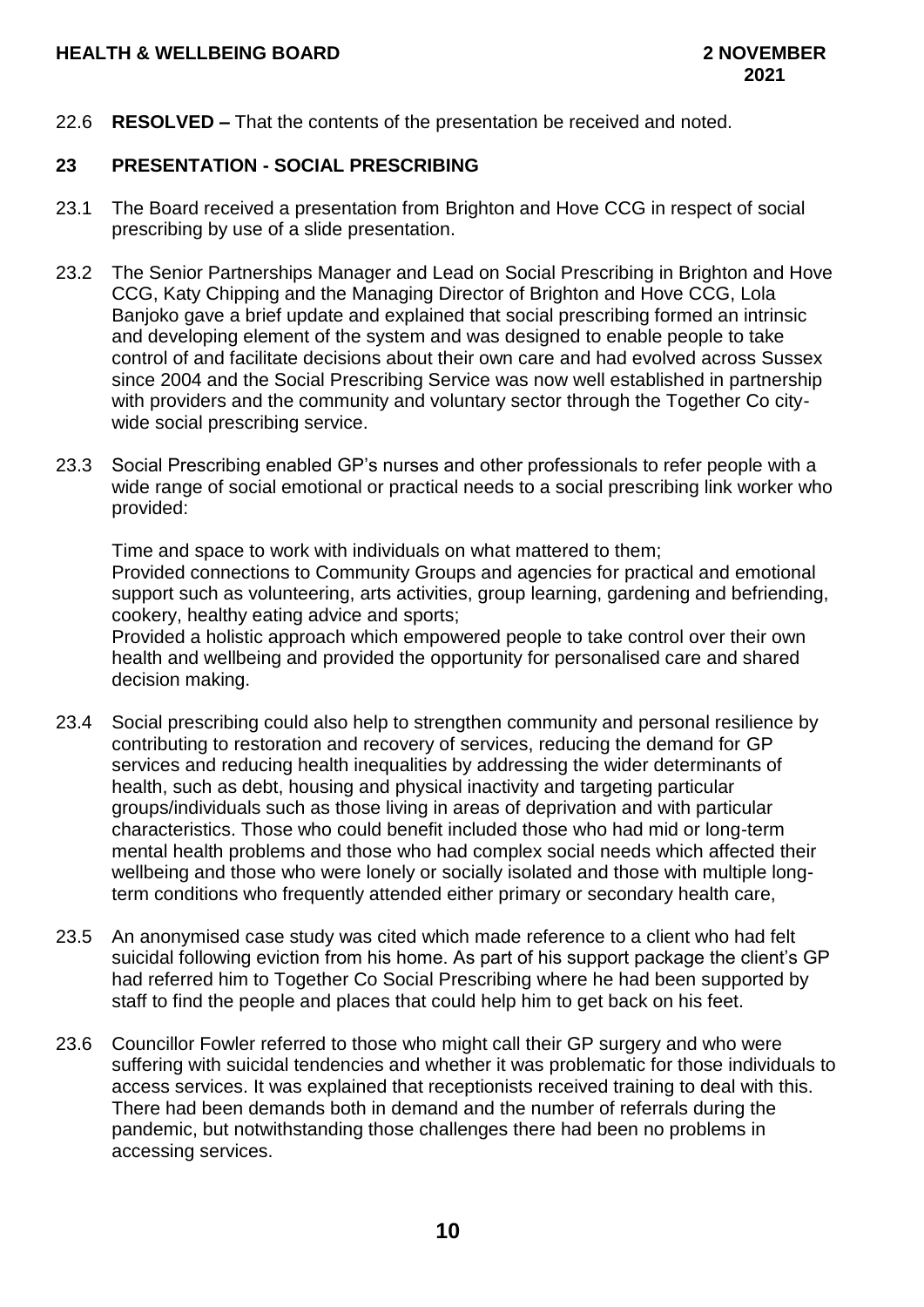22.6 **RESOLVED –** That the contents of the presentation be received and noted.

## 23 PRESENTATION - SOCIAL PRESCRIBING

23.1 The Board received a presentation from Brighton and Hove CCG in respect of social prescribing by use of a slide presentation.

23.2 The Senior Partnerships Manager and Lead on Social Prescribing in Brighton and Hove CCG, Katy Chipping and the Managing Director of Brighton and Hove CCG, Lola Banjoko gave a brief update and explained that social prescribing formed an intrinsic and developing element of the system and was designed to enable people to take control of and facilitate decisions about their own care and had evolved across Sussex since 2004 and the Social Prescribing Service was now well established in partnership with providers and the community and voluntary sector through the Together Co city-wide social prescribing service.

23.3 Social Prescribing enabled GP's nurses and other professionals to refer people with a wide range of social emotional or practical needs to a social prescribing link worker who provided:

Time and space to work with individuals on what mattered to them;
Provided connections to Community Groups and agencies for practical and emotional support such as volunteering, arts activities, group learning, gardening and befriending, cookery, healthy eating advice and sports;
Provided a holistic approach which empowered people to take control over their own health and wellbeing and provided the opportunity for personalised care and shared decision making.

23.4 Social prescribing could also help to strengthen community and personal resilience by contributing to restoration and recovery of services, reducing the demand for GP services and reducing health inequalities by addressing the wider determinants of health, such as debt, housing and physical inactivity and targeting particular groups/individuals such as those living in areas of deprivation and with particular characteristics. Those who could benefit included those who had mid or long-term mental health problems and those who had complex social needs which affected their wellbeing and those who were lonely or socially isolated and those with multiple long-term conditions who frequently attended either primary or secondary health care,

23.5 An anonymised case study was cited which made reference to a client who had felt suicidal following eviction from his home. As part of his support package the client's GP had referred him to Together Co Social Prescribing where he had been supported by staff to find the people and places that could help him to get back on his feet.

23.6 Councillor Fowler referred to those who might call their GP surgery and who were suffering with suicidal tendencies and whether it was problematic for those individuals to access services. It was explained that receptionists received training to deal with this. There had been demands both in demand and the number of referrals during the pandemic, but notwithstanding those challenges there had been no problems in accessing services.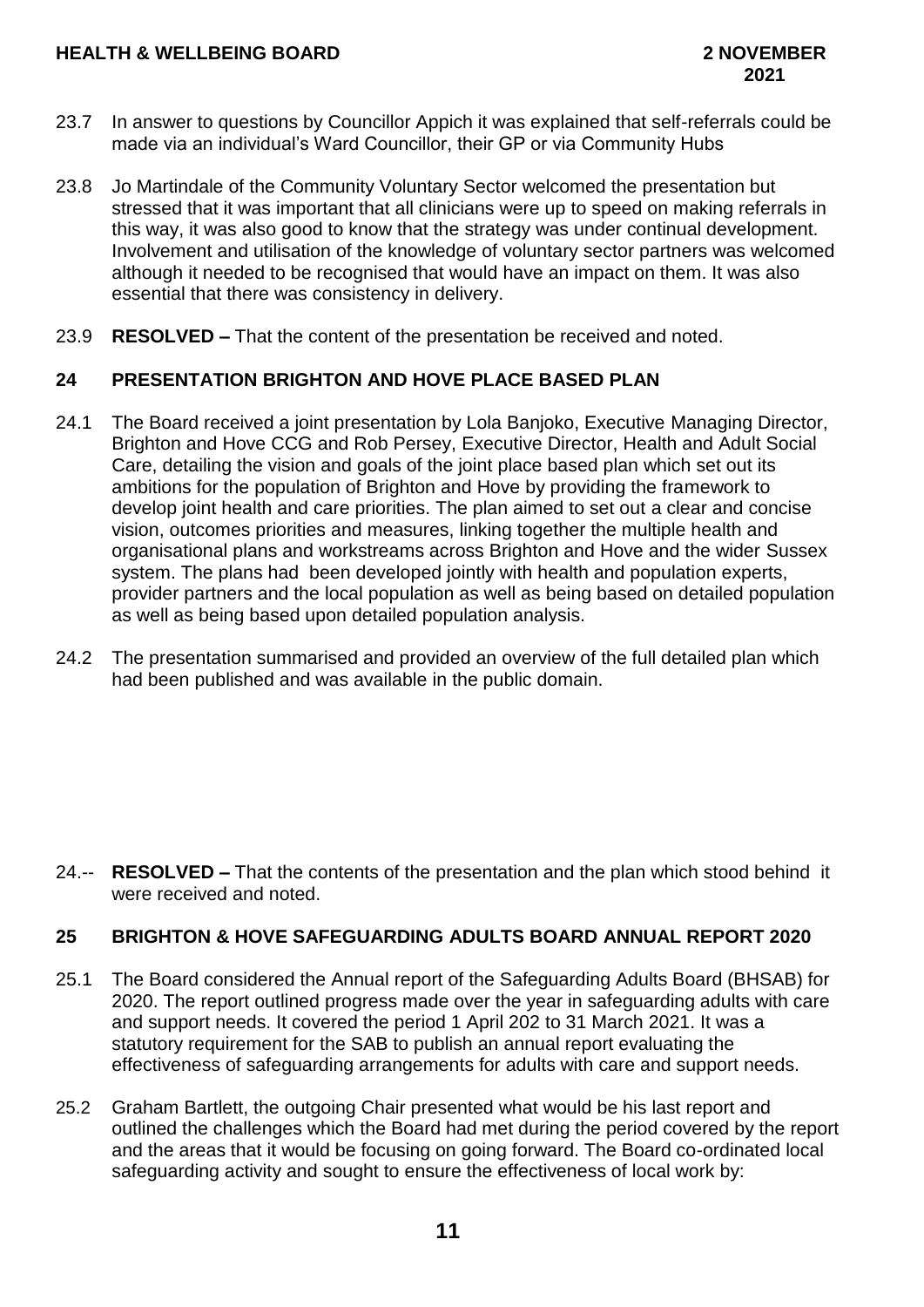23.7 In answer to questions by Councillor Appich it was explained that self-referrals could be made via an individual's Ward Councillor, their GP or via Community Hubs

23.8 Jo Martindale of the Community Voluntary Sector welcomed the presentation but stressed that it was important that all clinicians were up to speed on making referrals in this way, it was also good to know that the strategy was under continual development. Involvement and utilisation of the knowledge of voluntary sector partners was welcomed although it needed to be recognised that would have an impact on them. It was also essential that there was consistency in delivery.

23.9 **RESOLVED –** That the content of the presentation be received and noted.

## 24 PRESENTATION BRIGHTON AND HOVE PLACE BASED PLAN

24.1 The Board received a joint presentation by Lola Banjoko, Executive Managing Director, Brighton and Hove CCG and Rob Persey, Executive Director, Health and Adult Social Care, detailing the vision and goals of the joint place based plan which set out its ambitions for the population of Brighton and Hove by providing the framework to develop joint health and care priorities. The plan aimed to set out a clear and concise vision, outcomes priorities and measures, linking together the multiple health and organisational plans and workstreams across Brighton and Hove and the wider Sussex system. The plans had been developed jointly with health and population experts, provider partners and the local population as well as being based on detailed population as well as being based upon detailed population analysis.

24.2 The presentation summarised and provided an overview of the full detailed plan which had been published and was available in the public domain.

24.-- **RESOLVED –** That the contents of the presentation and the plan which stood behind it were received and noted.

## 25 BRIGHTON & HOVE SAFEGUARDING ADULTS BOARD ANNUAL REPORT 2020

25.1 The Board considered the Annual report of the Safeguarding Adults Board (BHSAB) for 2020. The report outlined progress made over the year in safeguarding adults with care and support needs. It covered the period 1 April 202 to 31 March 2021. It was a statutory requirement for the SAB to publish an annual report evaluating the effectiveness of safeguarding arrangements for adults with care and support needs.

25.2 Graham Bartlett, the outgoing Chair presented what would be his last report and outlined the challenges which the Board had met during the period covered by the report and the areas that it would be focusing on going forward. The Board co-ordinated local safeguarding activity and sought to ensure the effectiveness of local work by: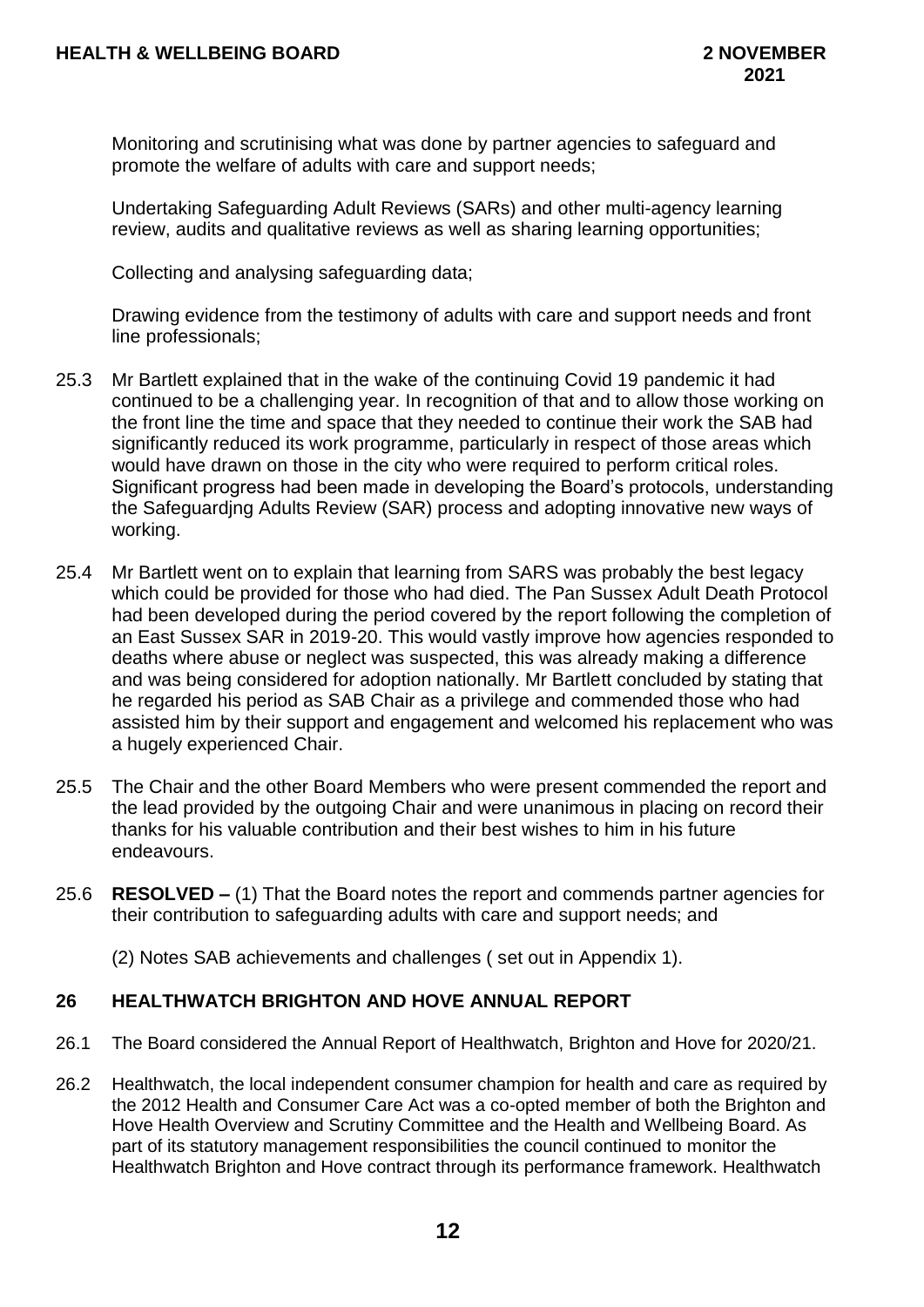Monitoring and scrutinising what was done by partner agencies to safeguard and promote the welfare of adults with care and support needs;

Undertaking Safeguarding Adult Reviews (SARs) and other multi-agency learning review, audits and qualitative reviews as well as sharing learning opportunities;

Collecting and analysing safeguarding data;

Drawing evidence from the testimony of adults with care and support needs and front line professionals;

25.3 Mr Bartlett explained that in the wake of the continuing Covid 19 pandemic it had continued to be a challenging year. In recognition of that and to allow those working on the front line the time and space that they needed to continue their work the SAB had significantly reduced its work programme, particularly in respect of those areas which would have drawn on those in the city who were required to perform critical roles. Significant progress had been made in developing the Board's protocols, understanding the Safeguardjng Adults Review (SAR) process and adopting innovative new ways of working.

25.4 Mr Bartlett went on to explain that learning from SARS was probably the best legacy which could be provided for those who had died. The Pan Sussex Adult Death Protocol had been developed during the period covered by the report following the completion of an East Sussex SAR in 2019-20. This would vastly improve how agencies responded to deaths where abuse or neglect was suspected, this was already making a difference and was being considered for adoption nationally. Mr Bartlett concluded by stating that he regarded his period as SAB Chair as a privilege and commended those who had assisted him by their support and engagement and welcomed his replacement who was a hugely experienced Chair.

25.5 The Chair and the other Board Members who were present commended the report and the lead provided by the outgoing Chair and were unanimous in placing on record their thanks for his valuable contribution and their best wishes to him in his future endeavours.

25.6 **RESOLVED –** (1) That the Board notes the report and commends partner agencies for their contribution to safeguarding adults with care and support needs; and

(2) Notes SAB achievements and challenges ( set out in Appendix 1).

## 26 HEALTHWATCH BRIGHTON AND HOVE ANNUAL REPORT

26.1 The Board considered the Annual Report of Healthwatch, Brighton and Hove for 2020/21.

26.2 Healthwatch, the local independent consumer champion for health and care as required by the 2012 Health and Consumer Care Act was a co-opted member of both the Brighton and Hove Health Overview and Scrutiny Committee and the Health and Wellbeing Board. As part of its statutory management responsibilities the council continued to monitor the Healthwatch Brighton and Hove contract through its performance framework. Healthwatch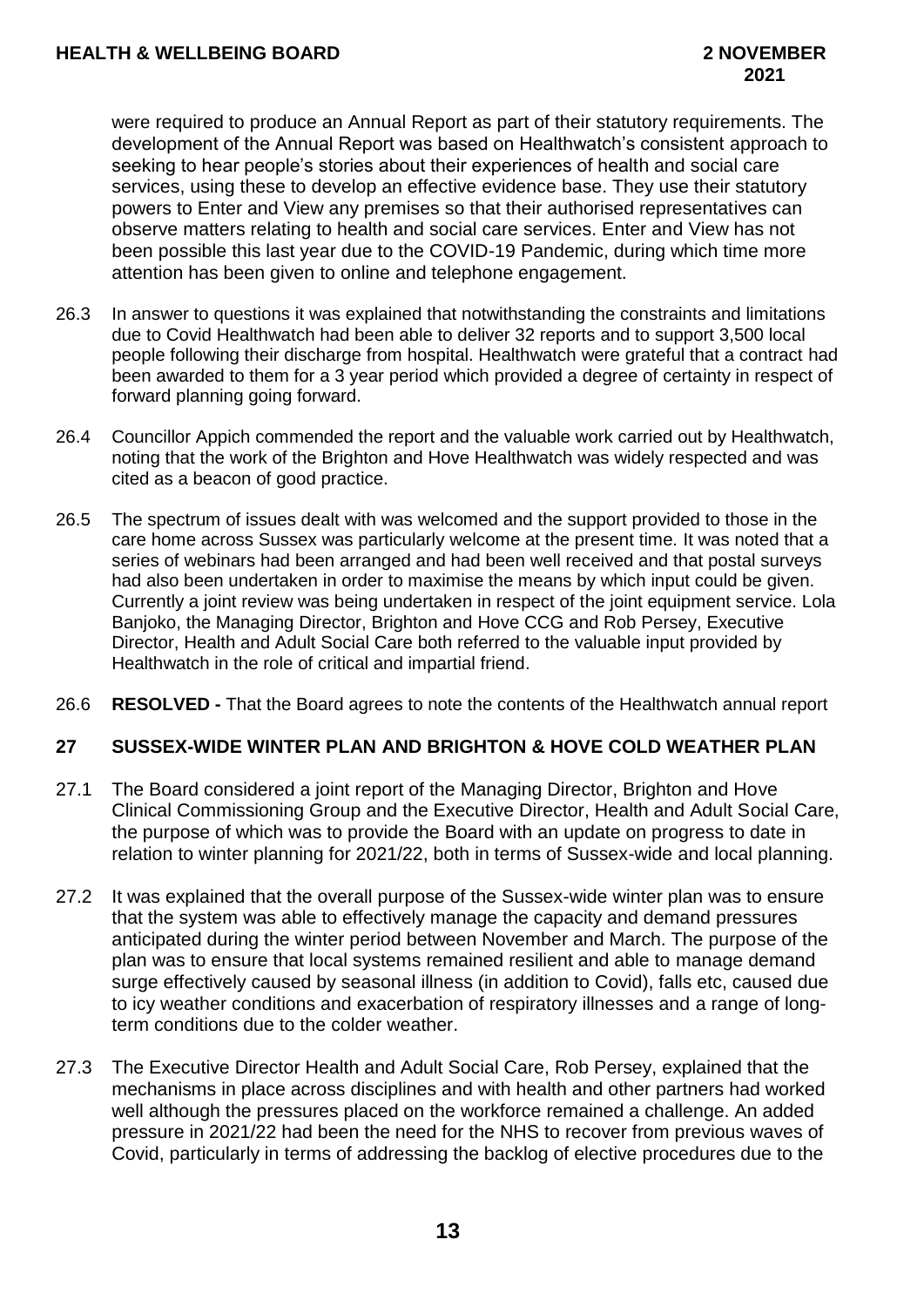were required to produce an Annual Report as part of their statutory requirements. The development of the Annual Report was based on Healthwatch's consistent approach to seeking to hear people's stories about their experiences of health and social care services, using these to develop an effective evidence base. They use their statutory powers to Enter and View any premises so that their authorised representatives can observe matters relating to health and social care services. Enter and View has not been possible this last year due to the COVID-19 Pandemic, during which time more attention has been given to online and telephone engagement.

26.3 In answer to questions it was explained that notwithstanding the constraints and limitations due to Covid Healthwatch had been able to deliver 32 reports and to support 3,500 local people following their discharge from hospital. Healthwatch were grateful that a contract had been awarded to them for a 3 year period which provided a degree of certainty in respect of forward planning going forward.

26.4 Councillor Appich commended the report and the valuable work carried out by Healthwatch, noting that the work of the Brighton and Hove Healthwatch was widely respected and was cited as a beacon of good practice.

26.5 The spectrum of issues dealt with was welcomed and the support provided to those in the care home across Sussex was particularly welcome at the present time. It was noted that a series of webinars had been arranged and had been well received and that postal surveys had also been undertaken in order to maximise the means by which input could be given. Currently a joint review was being undertaken in respect of the joint equipment service. Lola Banjoko, the Managing Director, Brighton and Hove CCG and Rob Persey, Executive Director, Health and Adult Social Care both referred to the valuable input provided by Healthwatch in the role of critical and impartial friend.

26.6 **RESOLVED -** That the Board agrees to note the contents of the Healthwatch annual report

## 27 SUSSEX-WIDE WINTER PLAN AND BRIGHTON & HOVE COLD WEATHER PLAN

27.1 The Board considered a joint report of the Managing Director, Brighton and Hove Clinical Commissioning Group and the Executive Director, Health and Adult Social Care, the purpose of which was to provide the Board with an update on progress to date in relation to winter planning for 2021/22, both in terms of Sussex-wide and local planning.

27.2 It was explained that the overall purpose of the Sussex-wide winter plan was to ensure that the system was able to effectively manage the capacity and demand pressures anticipated during the winter period between November and March. The purpose of the plan was to ensure that local systems remained resilient and able to manage demand surge effectively caused by seasonal illness (in addition to Covid), falls etc, caused due to icy weather conditions and exacerbation of respiratory illnesses and a range of long-term conditions due to the colder weather.

27.3 The Executive Director Health and Adult Social Care, Rob Persey, explained that the mechanisms in place across disciplines and with health and other partners had worked well although the pressures placed on the workforce remained a challenge. An added pressure in 2021/22 had been the need for the NHS to recover from previous waves of Covid, particularly in terms of addressing the backlog of elective procedures due to the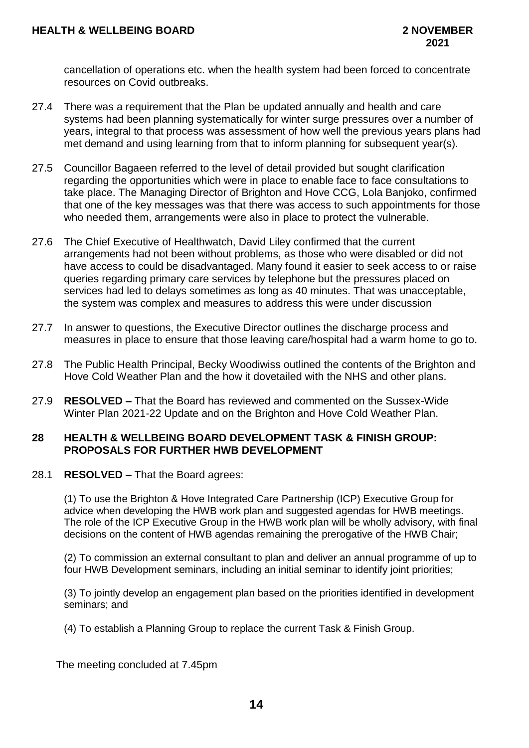cancellation of operations etc. when the health system had been forced to concentrate resources on Covid outbreaks.

27.4 There was a requirement that the Plan be updated annually and health and care systems had been planning systematically for winter surge pressures over a number of years, integral to that process was assessment of how well the previous years plans had met demand and using learning from that to inform planning for subsequent year(s).

27.5 Councillor Bagaeen referred to the level of detail provided but sought clarification regarding the opportunities which were in place to enable face to face consultations to take place. The Managing Director of Brighton and Hove CCG, Lola Banjoko, confirmed that one of the key messages was that there was access to such appointments for those who needed them, arrangements were also in place to protect the vulnerable.

27.6 The Chief Executive of Healthwatch, David Liley confirmed that the current arrangements had not been without problems, as those who were disabled or did not have access to could be disadvantaged. Many found it easier to seek access to or raise queries regarding primary care services by telephone but the pressures placed on services had led to delays sometimes as long as 40 minutes. That was unacceptable, the system was complex and measures to address this were under discussion

27.7 In answer to questions, the Executive Director outlines the discharge process and measures in place to ensure that those leaving care/hospital had a warm home to go to.

27.8 The Public Health Principal, Becky Woodiwiss outlined the contents of the Brighton and Hove Cold Weather Plan and the how it dovetailed with the NHS and other plans.

27.9 **RESOLVED –** That the Board has reviewed and commented on the Sussex-Wide Winter Plan 2021-22 Update and on the Brighton and Hove Cold Weather Plan.

## 28 HEALTH & WELLBEING BOARD DEVELOPMENT TASK & FINISH GROUP: PROPOSALS FOR FURTHER HWB DEVELOPMENT

28.1 **RESOLVED –** That the Board agrees:

(1) To use the Brighton & Hove Integrated Care Partnership (ICP) Executive Group for advice when developing the HWB work plan and suggested agendas for HWB meetings. The role of the ICP Executive Group in the HWB work plan will be wholly advisory, with final decisions on the content of HWB agendas remaining the prerogative of the HWB Chair;

(2) To commission an external consultant to plan and deliver an annual programme of up to four HWB Development seminars, including an initial seminar to identify joint priorities;

(3) To jointly develop an engagement plan based on the priorities identified in development seminars; and

(4) To establish a Planning Group to replace the current Task & Finish Group.

The meeting concluded at 7.45pm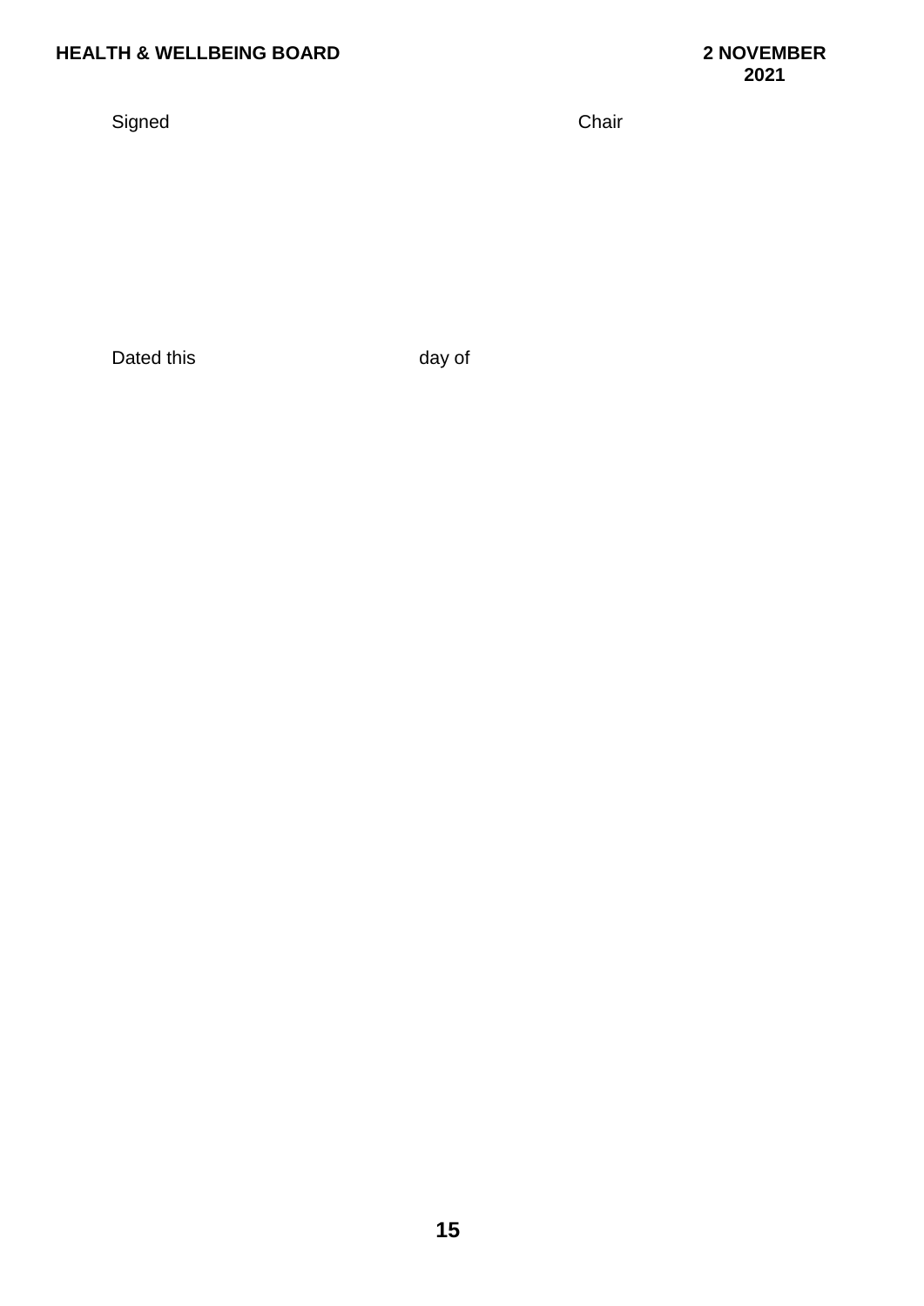Signed Chair

Dated this day of